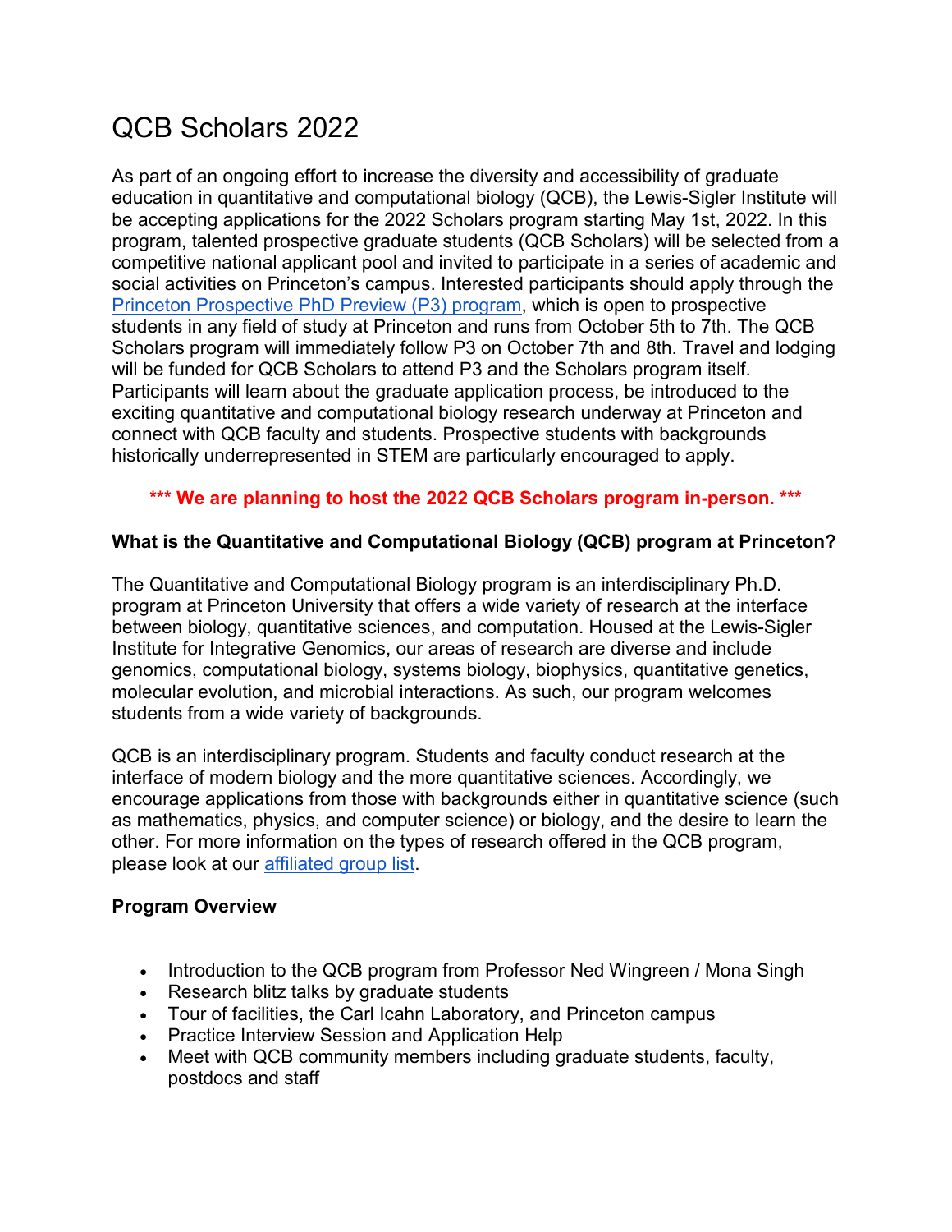# QCB Scholars 2022

As part of an ongoing effort to increase the diversity and accessibility of graduate education in quantitative and computational biology (QCB), the Lewis-Sigler Institute will be accepting applications for the 2022 Scholars program starting May 1st, 2022. In this program, talented prospective graduate students (QCB Scholars) will be selected from a competitive national applicant pool and invited to participate in a series of academic and social activities on Princeton's campus. Interested participants should apply through the [Princeton Prospective PhD Preview (P3) program](), which is open to prospective students in any field of study at Princeton and runs from October 5th to 7th. The QCB Scholars program will immediately follow P3 on October 7th and 8th. Travel and lodging will be funded for QCB Scholars to attend P3 and the Scholars program itself. Participants will learn about the graduate application process, be introduced to the exciting quantitative and computational biology research underway at Princeton and connect with QCB faculty and students. Prospective students with backgrounds historically underrepresented in STEM are particularly encouraged to apply.

**\*\*\* We are planning to host the 2022 QCB Scholars program in-person. \*\*\***

**What is the Quantitative and Computational Biology (QCB) program at Princeton?**

The Quantitative and Computational Biology program is an interdisciplinary Ph.D. program at Princeton University that offers a wide variety of research at the interface between biology, quantitative sciences, and computation. Housed at the Lewis-Sigler Institute for Integrative Genomics, our areas of research are diverse and include genomics, computational biology, systems biology, biophysics, quantitative genetics, molecular evolution, and microbial interactions. As such, our program welcomes students from a wide variety of backgrounds.

QCB is an interdisciplinary program. Students and faculty conduct research at the interface of modern biology and the more quantitative sciences. Accordingly, we encourage applications from those with backgrounds either in quantitative science (such as mathematics, physics, and computer science) or biology, and the desire to learn the other. For more information on the types of research offered in the QCB program, please look at our [affiliated group list]().

**Program Overview**

- Introduction to the QCB program from Professor Ned Wingreen / Mona Singh
- Research blitz talks by graduate students
- Tour of facilities, the Carl Icahn Laboratory, and Princeton campus
- Practice Interview Session and Application Help
- Meet with QCB community members including graduate students, faculty, postdocs and staff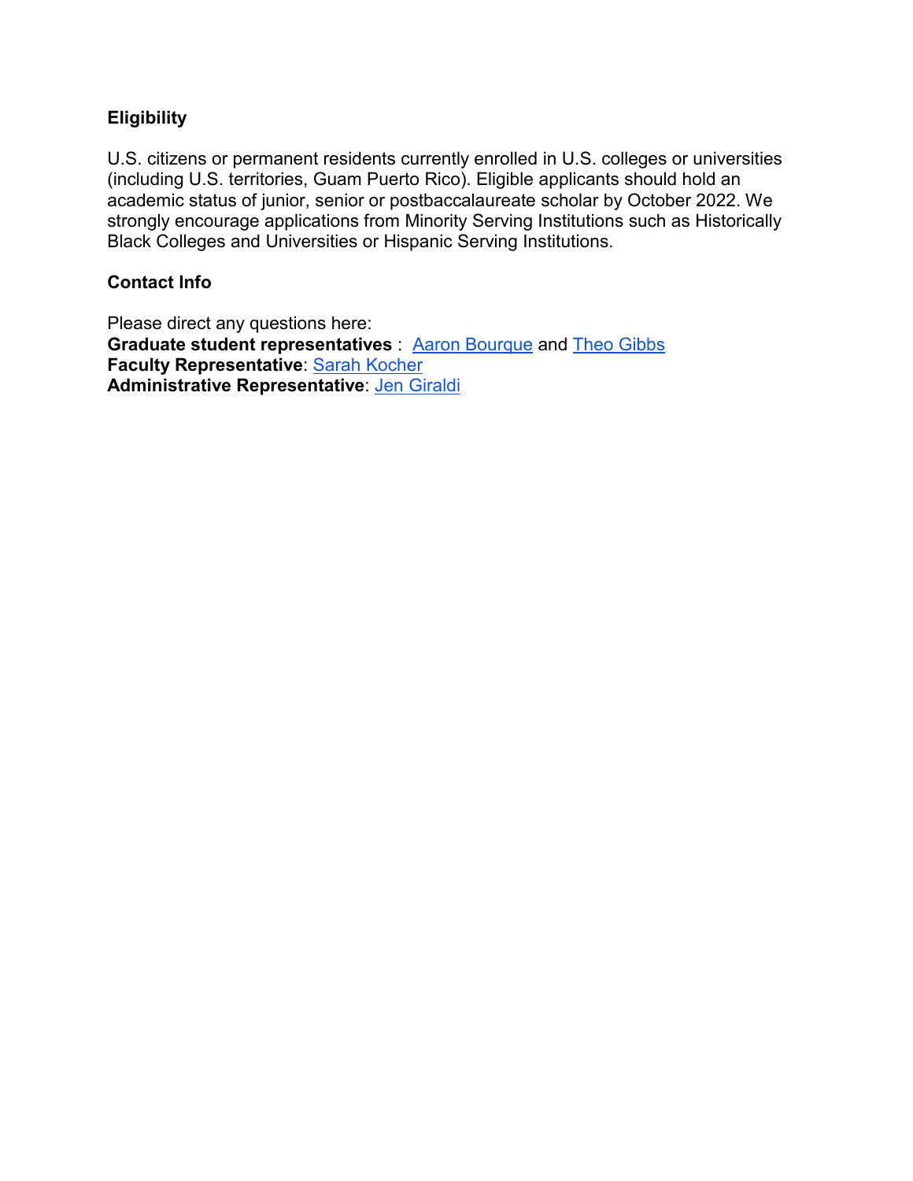**Eligibility**

U.S. citizens or permanent residents currently enrolled in U.S. colleges or universities (including U.S. territories, Guam Puerto Rico). Eligible applicants should hold an academic status of junior, senior or postbaccalaureate scholar by October 2022. We strongly encourage applications from Minority Serving Institutions such as Historically Black Colleges and Universities or Hispanic Serving Institutions.

**Contact Info**

Please direct any questions here:
**Graduate student representatives** : Aaron Bourque and Theo Gibbs
**Faculty Representative**: Sarah Kocher
**Administrative Representative**: Jen Giraldi